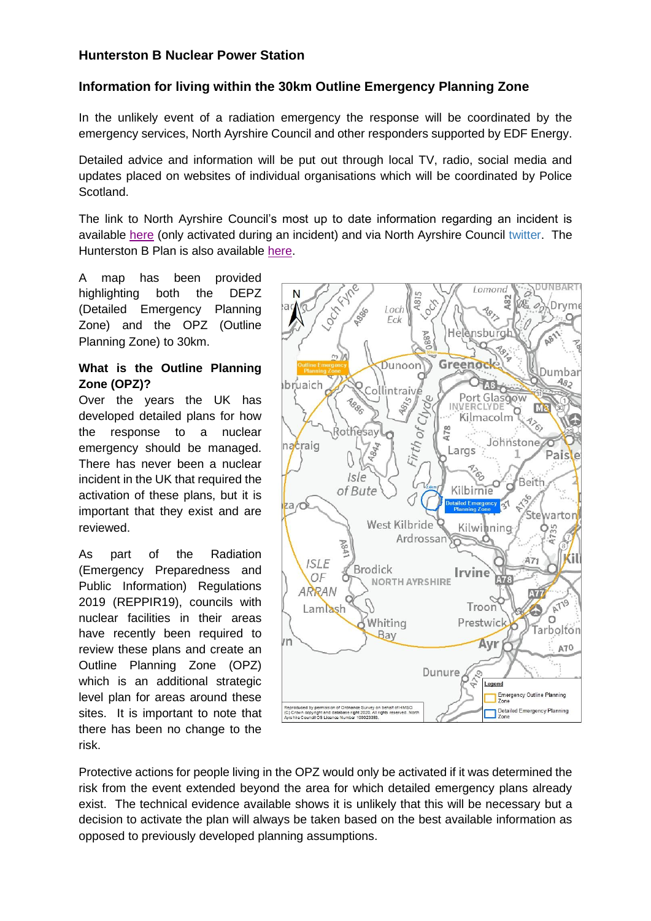## Hunterston B Nuclear Power Station

## Information for living within the 30km Outline Emergency Planning Zone

In the unlikely event of a radiation emergency the response will be coordinated by the emergency services, North Ayrshire Council and other responders supported by EDF Energy.

Detailed advice and information will be put out through local TV, radio, social media and updates placed on websites of individual organisations which will be coordinated by Police Scotland.

The link to North Ayrshire Council's most up to date information regarding an incident is available here (only activated during an incident) and via North Ayrshire Council twitter. The Hunterston B Plan is also available here.

A map has been provided highlighting both the DEPZ (Detailed Emergency Planning Zone) and the OPZ (Outline Planning Zone) to 30km.

**What is the Outline Planning Zone (OPZ)?**

Over the years the UK has developed detailed plans for how the response to a nuclear emergency should be managed. There has never been a nuclear incident in the UK that required the activation of these plans, but it is important that they exist and are reviewed.

As part of the Radiation (Emergency Preparedness and Public Information) Regulations 2019 (REPPIR19), councils with nuclear facilities in their areas have recently been required to review these plans and create an Outline Planning Zone (OPZ) which is an additional strategic level plan for areas around these sites. It is important to note that there has been no change to the risk.

Protective actions for people living in the OPZ would only be activated if it was determined the risk from the event extended beyond the area for which detailed emergency plans already exist. The technical evidence available shows it is unlikely that this will be necessary but a decision to activate the plan will always be taken based on the best available information as opposed to previously developed planning assumptions.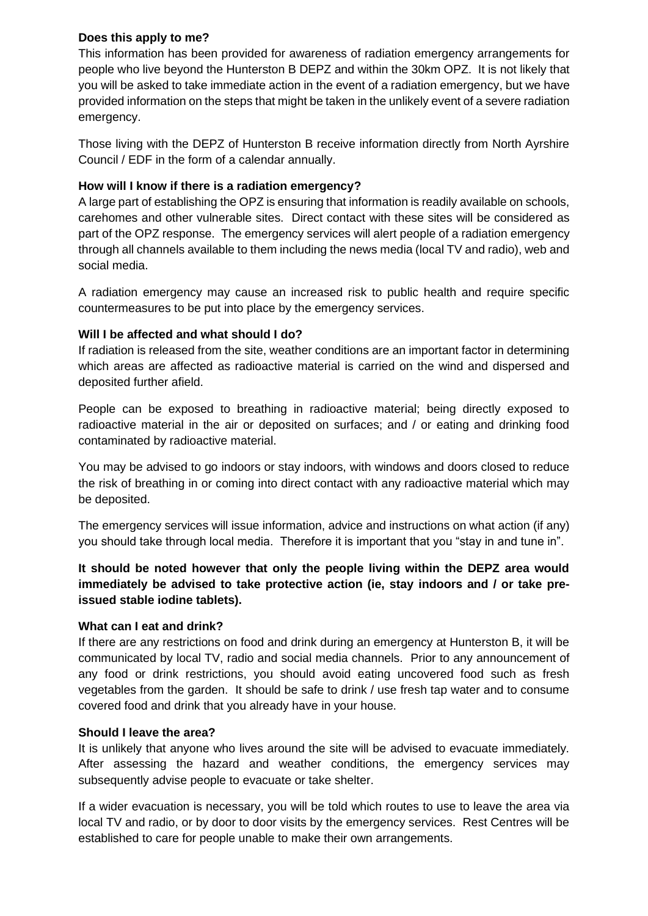**Does this apply to me?**

This information has been provided for awareness of radiation emergency arrangements for people who live beyond the Hunterston B DEPZ and within the 30km OPZ. It is not likely that you will be asked to take immediate action in the event of a radiation emergency, but we have provided information on the steps that might be taken in the unlikely event of a severe radiation emergency.

Those living with the DEPZ of Hunterston B receive information directly from North Ayrshire Council / EDF in the form of a calendar annually.

**How will I know if there is a radiation emergency?**

A large part of establishing the OPZ is ensuring that information is readily available on schools, carehomes and other vulnerable sites. Direct contact with these sites will be considered as part of the OPZ response. The emergency services will alert people of a radiation emergency through all channels available to them including the news media (local TV and radio), web and social media.

A radiation emergency may cause an increased risk to public health and require specific countermeasures to be put into place by the emergency services.

**Will I be affected and what should I do?**

If radiation is released from the site, weather conditions are an important factor in determining which areas are affected as radioactive material is carried on the wind and dispersed and deposited further afield.

People can be exposed to breathing in radioactive material; being directly exposed to radioactive material in the air or deposited on surfaces; and / or eating and drinking food contaminated by radioactive material.

You may be advised to go indoors or stay indoors, with windows and doors closed to reduce the risk of breathing in or coming into direct contact with any radioactive material which may be deposited.

The emergency services will issue information, advice and instructions on what action (if any) you should take through local media. Therefore it is important that you "stay in and tune in".

**It should be noted however that only the people living within the DEPZ area would immediately be advised to take protective action (ie, stay indoors and / or take pre-issued stable iodine tablets).**

**What can I eat and drink?**

If there are any restrictions on food and drink during an emergency at Hunterston B, it will be communicated by local TV, radio and social media channels. Prior to any announcement of any food or drink restrictions, you should avoid eating uncovered food such as fresh vegetables from the garden. It should be safe to drink / use fresh tap water and to consume covered food and drink that you already have in your house.

**Should I leave the area?**

It is unlikely that anyone who lives around the site will be advised to evacuate immediately. After assessing the hazard and weather conditions, the emergency services may subsequently advise people to evacuate or take shelter.

If a wider evacuation is necessary, you will be told which routes to use to leave the area via local TV and radio, or by door to door visits by the emergency services. Rest Centres will be established to care for people unable to make their own arrangements.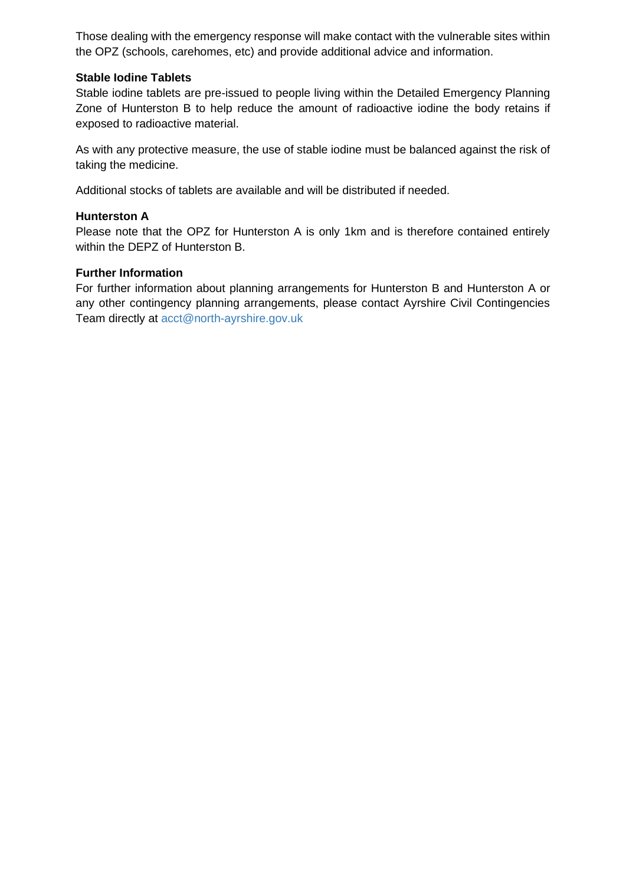Those dealing with the emergency response will make contact with the vulnerable sites within the OPZ (schools, carehomes, etc) and provide additional advice and information.

**Stable Iodine Tablets**

Stable iodine tablets are pre-issued to people living within the Detailed Emergency Planning Zone of Hunterston B to help reduce the amount of radioactive iodine the body retains if exposed to radioactive material.

As with any protective measure, the use of stable iodine must be balanced against the risk of taking the medicine.

Additional stocks of tablets are available and will be distributed if needed.

**Hunterston A**

Please note that the OPZ for Hunterston A is only 1km and is therefore contained entirely within the DEPZ of Hunterston B.

**Further Information**

For further information about planning arrangements for Hunterston B and Hunterston A or any other contingency planning arrangements, please contact Ayrshire Civil Contingencies Team directly at acct@north-ayrshire.gov.uk